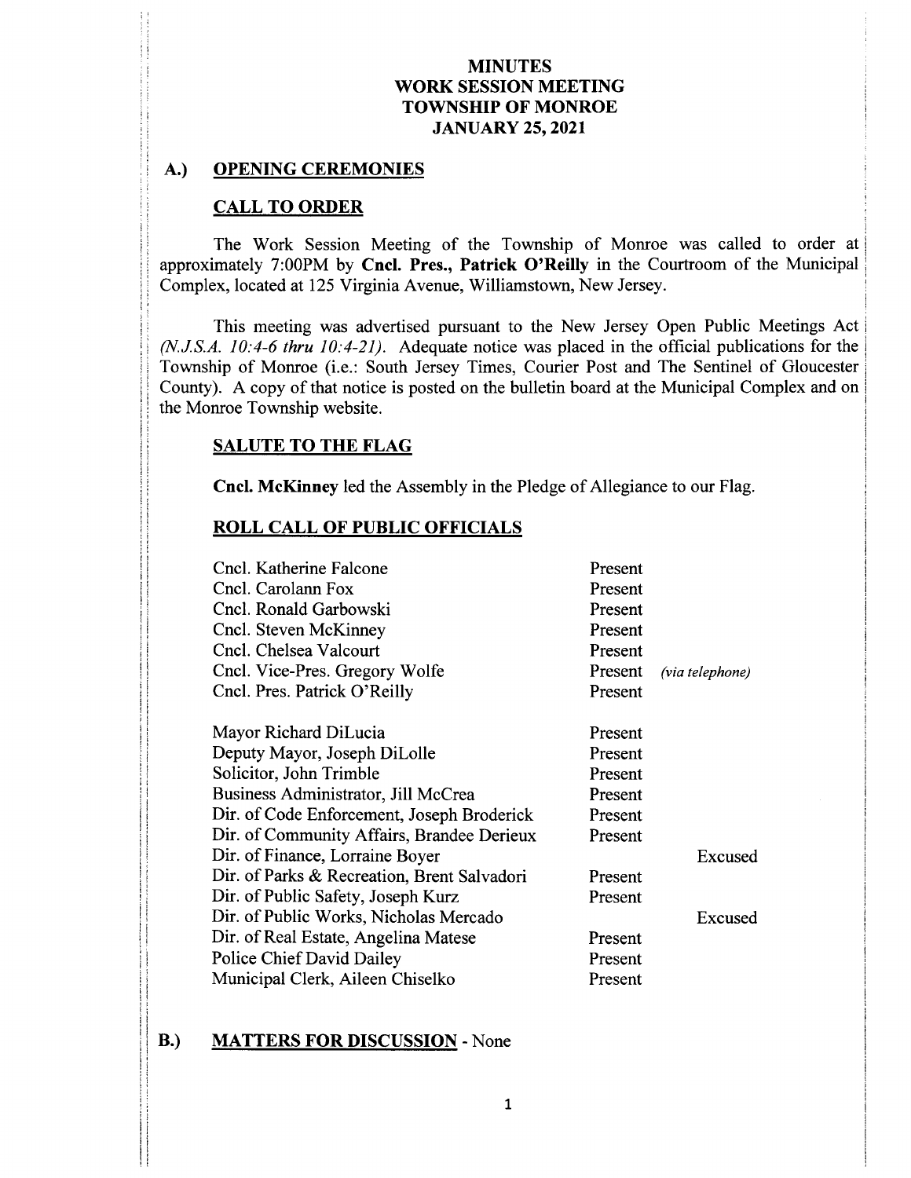# MINUTES
# WORK SESSION MEETING
# TOWNSHIP OF MONROE
# JANUARY 25, 2021

## A.) OPENING CEREMONIES

### CALL TO ORDER

The Work Session Meeting of the Township of Monroe was called to order at approximately 7:00PM by **Cncl. Pres., Patrick O'Reilly** in the Courtroom of the Municipal Complex, located at 125 Virginia Avenue, Williamstown, New Jersey.

This meeting was advertised pursuant to the New Jersey Open Public Meetings Act *(N.J.S.A. 10:4-6 thru 10:4-21).* Adequate notice was placed in the official publications for the Township of Monroe (i.e.: South Jersey Times, Courier Post and The Sentinel of Gloucester County). A copy of that notice is posted on the bulletin board at the Municipal Complex and on the Monroe Township website.

### SALUTE TO THE FLAG

**Cncl. McKinney** led the Assembly in the Pledge of Allegiance to our Flag.

### ROLL CALL OF PUBLIC OFFICIALS

| Name | Present | Excused |
|---|---|---|
| Cncl. Katherine Falcone | Present | |
| Cncl. Carolann Fox | Present | |
| Cncl. Ronald Garbowski | Present | |
| Cncl. Steven McKinney | Present | |
| Cncl. Chelsea Valcourt | Present | |
| Cncl. Vice-Pres. Gregory Wolfe | Present *(via telephone)* | |
| Cncl. Pres. Patrick O'Reilly | Present | |
| Mayor Richard DiLucia | Present | |
| Deputy Mayor, Joseph DiLolle | Present | |
| Solicitor, John Trimble | Present | |
| Business Administrator, Jill McCrea | Present | |
| Dir. of Code Enforcement, Joseph Broderick | Present | |
| Dir. of Community Affairs, Brandee Derieux | Present | |
| Dir. of Finance, Lorraine Boyer | | Excused |
| Dir. of Parks & Recreation, Brent Salvadori | Present | |
| Dir. of Public Safety, Joseph Kurz | Present | |
| Dir. of Public Works, Nicholas Mercado | | Excused |
| Dir. of Real Estate, Angelina Matese | Present | |
| Police Chief David Dailey | Present | |
| Municipal Clerk, Aileen Chiselko | Present | |

## B.) MATTERS FOR DISCUSSION - None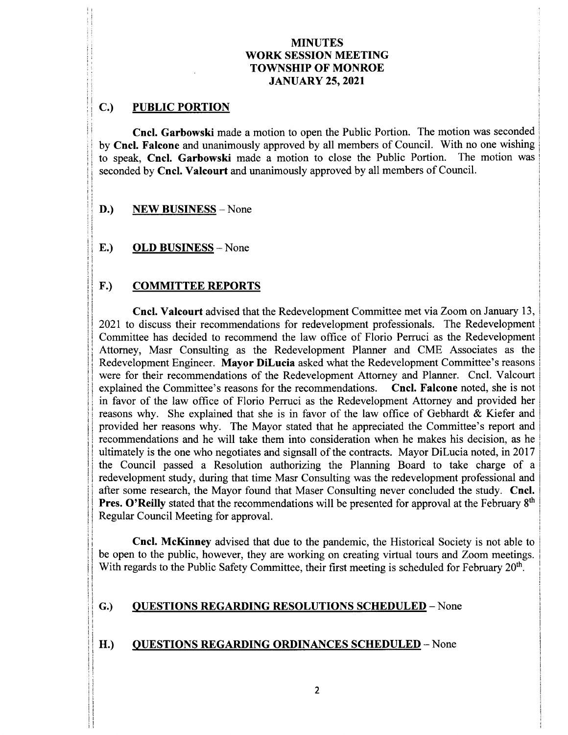# MINUTES
# WORK SESSION MEETING
# TOWNSHIP OF MONROE
# JANUARY 25, 2021

## C.) PUBLIC PORTION

**Cncl. Garbowski** made a motion to open the Public Portion. The motion was seconded by **Cncl. Falcone** and unanimously approved by all members of Council. With no one wishing to speak, **Cncl. Garbowski** made a motion to close the Public Portion. The motion was seconded by **Cncl. Valcourt** and unanimously approved by all members of Council.

## D.) NEW BUSINESS – None

## E.) OLD BUSINESS – None

## F.) COMMITTEE REPORTS

**Cncl. Valcourt** advised that the Redevelopment Committee met via Zoom on January 13, 2021 to discuss their recommendations for redevelopment professionals. The Redevelopment Committee has decided to recommend the law office of Florio Perruci as the Redevelopment Attorney, Masr Consulting as the Redevelopment Planner and CME Associates as the Redevelopment Engineer. **Mayor DiLucia** asked what the Redevelopment Committee's reasons were for their recommendations of the Redevelopment Attorney and Planner. Cncl. Valcourt explained the Committee's reasons for the recommendations. **Cncl. Falcone** noted, she is not in favor of the law office of Florio Perruci as the Redevelopment Attorney and provided her reasons why. She explained that she is in favor of the law office of Gebhardt & Kiefer and provided her reasons why. The Mayor stated that he appreciated the Committee's report and recommendations and he will take them into consideration when he makes his decision, as he ultimately is the one who negotiates and signsall of the contracts. Mayor DiLucia noted, in 2017 the Council passed a Resolution authorizing the Planning Board to take charge of a redevelopment study, during that time Masr Consulting was the redevelopment professional and after some research, the Mayor found that Maser Consulting never concluded the study. **Cncl. Pres. O'Reilly** stated that the recommendations will be presented for approval at the February 8th Regular Council Meeting for approval.

**Cncl. McKinney** advised that due to the pandemic, the Historical Society is not able to be open to the public, however, they are working on creating virtual tours and Zoom meetings. With regards to the Public Safety Committee, their first meeting is scheduled for February 20th.

## G.) QUESTIONS REGARDING RESOLUTIONS SCHEDULED – None

## H.) QUESTIONS REGARDING ORDINANCES SCHEDULED – None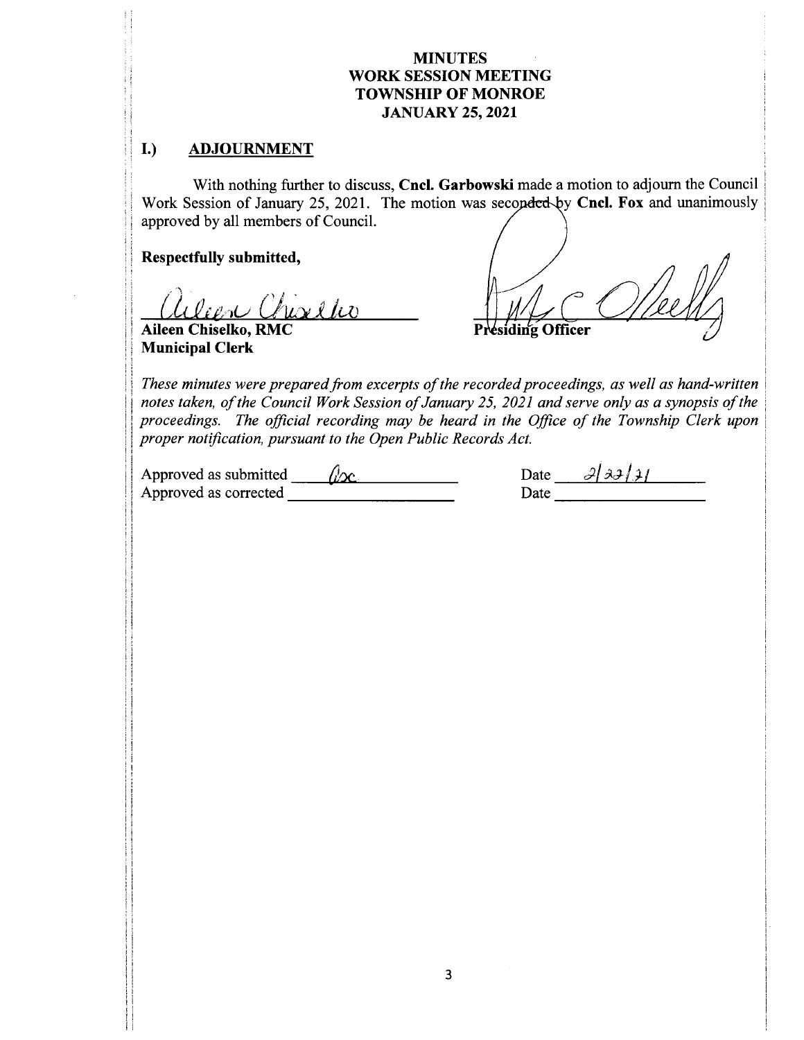**MINUTES**
**WORK SESSION MEETING**
**TOWNSHIP OF MONROE**
**JANUARY 25, 2021**

## I.) ADJOURNMENT

With nothing further to discuss, **Cncl. Garbowski** made a motion to adjourn the Council Work Session of January 25, 2021. The motion was seconded by **Cncl. Fox** and unanimously approved by all members of Council.

**Respectfully submitted,**

Aileen Chiselko

**Aileen Chiselko, RMC**
**Municipal Clerk**

**Presiding Officer**

*These minutes were prepared from excerpts of the recorded proceedings, as well as hand-written notes taken, of the Council Work Session of January 25, 2021 and serve only as a synopsis of the proceedings. The official recording may be heard in the Office of the Township Clerk upon proper notification, pursuant to the Open Public Records Act.*

Approved as submitted ___ac___ Date ___2/22/21___
Approved as corrected ____________ Date ____________